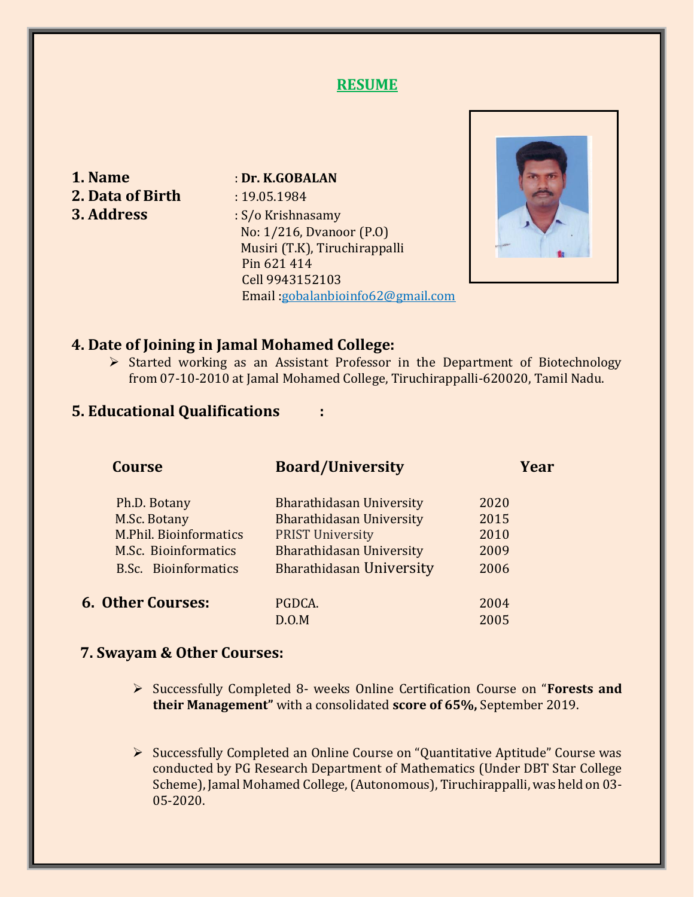# RESUME

**1. Name** : **Dr. K.GOBALAN**

**2. Data of Birth** : 19.05.1984

**3. Address** : S/o Krishnasamy
No: 1/216, Dvanoor (P.O)
Musiri (T.K), Tiruchirappalli
Pin 621 414
Cell 9943152103
Email :gobalanbioinfo62@gmail.com

## 4. Date of Joining in Jamal Mohamed College:

- Started working as an Assistant Professor in the Department of Biotechnology from 07-10-2010 at Jamal Mohamed College, Tiruchirappalli-620020, Tamil Nadu.

## 5. Educational Qualifications :

| Course | Board/University | Year |
|---|---|---|
| Ph.D. Botany | Bharathidasan University | 2020 |
| M.Sc. Botany | Bharathidasan University | 2015 |
| M.Phil. Bioinformatics | PRIST University | 2010 |
| M.Sc. Bioinformatics | Bharathidasan University | 2009 |
| B.Sc. Bioinformatics | Bharathidasan University | 2006 |

## 6. Other Courses:

| | |
|---|---|
| PGDCA. | 2004 |
| D.O.M | 2005 |

## 7. Swayam & Other Courses:

- Successfully Completed 8- weeks Online Certification Course on "**Forests and their Management"** with a consolidated **score of 65%,** September 2019.

- Successfully Completed an Online Course on "Quantitative Aptitude" Course was conducted by PG Research Department of Mathematics (Under DBT Star College Scheme), Jamal Mohamed College, (Autonomous), Tiruchirappalli, was held on 03-05-2020.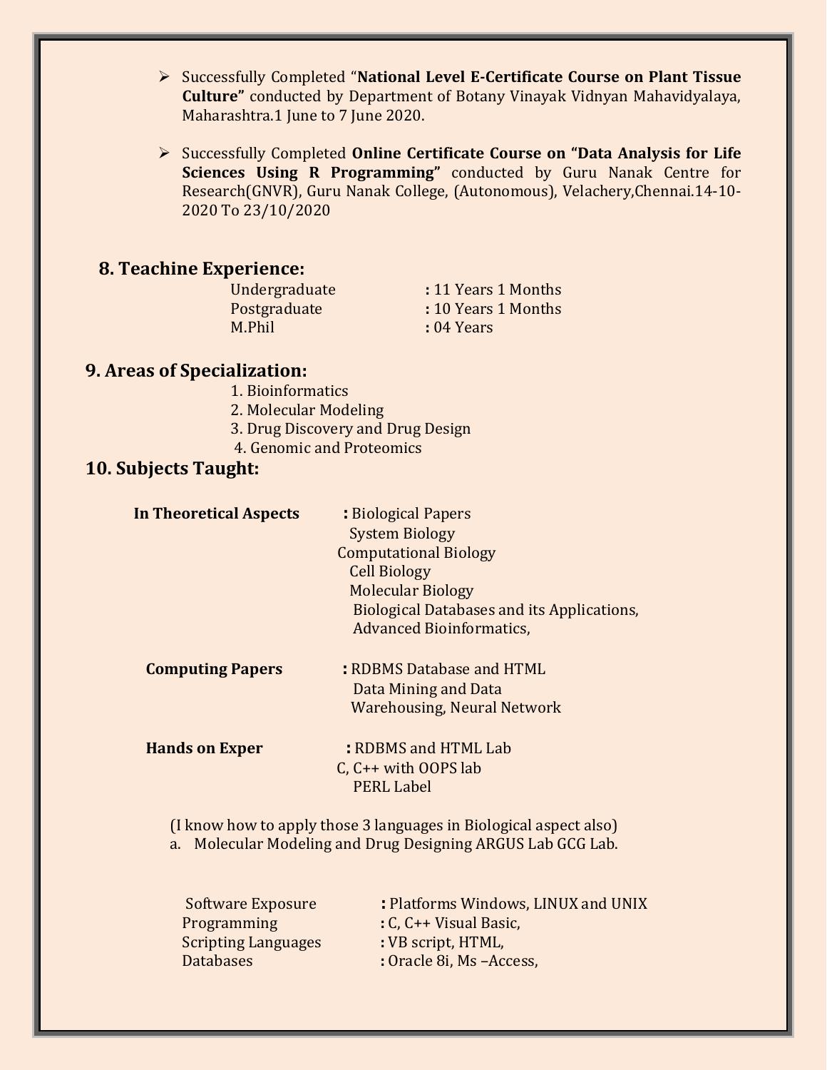- Successfully Completed "**National Level E-Certificate Course on Plant Tissue Culture"** conducted by Department of Botany Vinayak Vidnyan Mahavidyalaya, Maharashtra.1 June to 7 June 2020.

- Successfully Completed **Online Certificate Course on "Data Analysis for Life Sciences Using R Programming"** conducted by Guru Nanak Centre for Research(GNVR), Guru Nanak College, (Autonomous), Velachery,Chennai.14-10-2020 To 23/10/2020

## 8. Teachine Experience:

| | |
|---|---|
| Undergraduate | **:** 11 Years 1 Months |
| Postgraduate | **:** 10 Years 1 Months |
| M.Phil | **:** 04 Years |

## 9. Areas of Specialization:

1. Bioinformatics
2. Molecular Modeling
3. Drug Discovery and Drug Design
4. Genomic and Proteomics

## 10. Subjects Taught:

**In Theoretical Aspects** **:** Biological Papers
System Biology
Computational Biology
Cell Biology
Molecular Biology
Biological Databases and its Applications,
Advanced Bioinformatics,

**Computing Papers** **:** RDBMS Database and HTML
Data Mining and Data
Warehousing, Neural Network

**Hands on Exper** **:** RDBMS and HTML Lab
C, C++ with OOPS lab
PERL Label

(I know how to apply those 3 languages in Biological aspect also)

a. Molecular Modeling and Drug Designing ARGUS Lab GCG Lab.

| | |
|---|---|
| Software Exposure | **:** Platforms Windows, LINUX and UNIX |
| Programming | **:** C, C++ Visual Basic, |
| Scripting Languages | **:** VB script, HTML, |
| Databases | **:** Oracle 8i, Ms –Access, |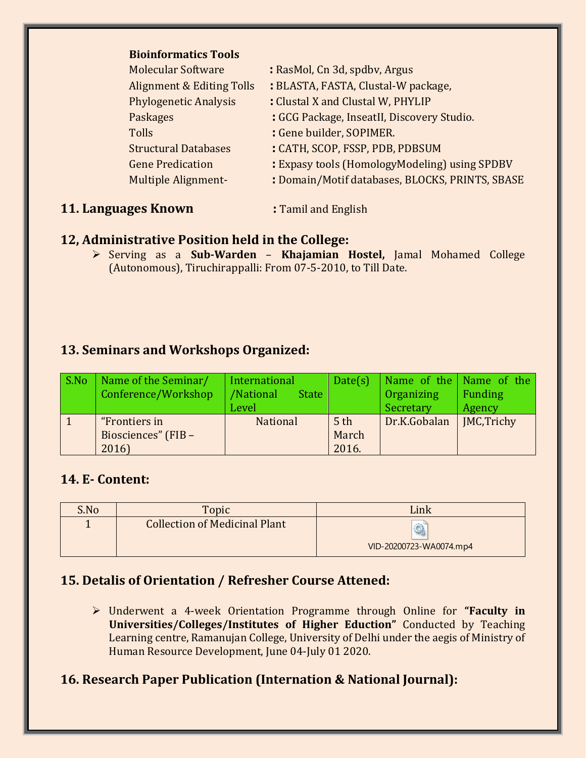**Bioinformatics Tools**

| | |
|---|---|
| Molecular Software | **:** RasMol, Cn 3d, spdbv, Argus |
| Alignment & Editing Tolls | **:** BLASTA, FASTA, Clustal-W package, |
| Phylogenetic Analysis | **:** Clustal X and Clustal W, PHYLIP |
| Paskages | **:** GCG Package, InseatII, Discovery Studio. |
| Tolls | **:** Gene builder, SOPIMER. |
| Structural Databases | **:** CATH, SCOP, FSSP, PDB, PDBSUM |
| Gene Predication | **:** Expasy tools (HomologyModeling) using SPDBV |
| Multiple Alignment- | **:** Domain/Motif databases, BLOCKS, PRINTS, SBASE |

## 11. Languages Known : Tamil and English

## 12, Administrative Position held in the College:

- Serving as a **Sub-Warden** – **Khajamian Hostel,** Jamal Mohamed College (Autonomous), Tiruchirappalli: From 07-5-2010, to Till Date.

## 13. Seminars and Workshops Organized:

| S.No | Name of the Seminar/ Conference/Workshop | International /National State Level | Date(s) | Name of the Organizing Secretary | Name of the Funding Agency |
|---|---|---|---|---|---|
| 1 | "Frontiers in Biosciences" (FIB – 2016) | National | 5 th March 2016. | Dr.K.Gobalan | JMC,Trichy |

## 14. E- Content:

| S.No | Topic | Link |
|---|---|---|
| 1 | Collection of Medicinal Plant | VID-20200723-WA0074.mp4 |

## 15. Detalis of Orientation / Refresher Course Attened:

- Underwent a 4-week Orientation Programme through Online for **"Faculty in Universities/Colleges/Institutes of Higher Eduction"** Conducted by Teaching Learning centre, Ramanujan College, University of Delhi under the aegis of Ministry of Human Resource Development, June 04-July 01 2020.

## 16. Research Paper Publication (Internation & National Journal):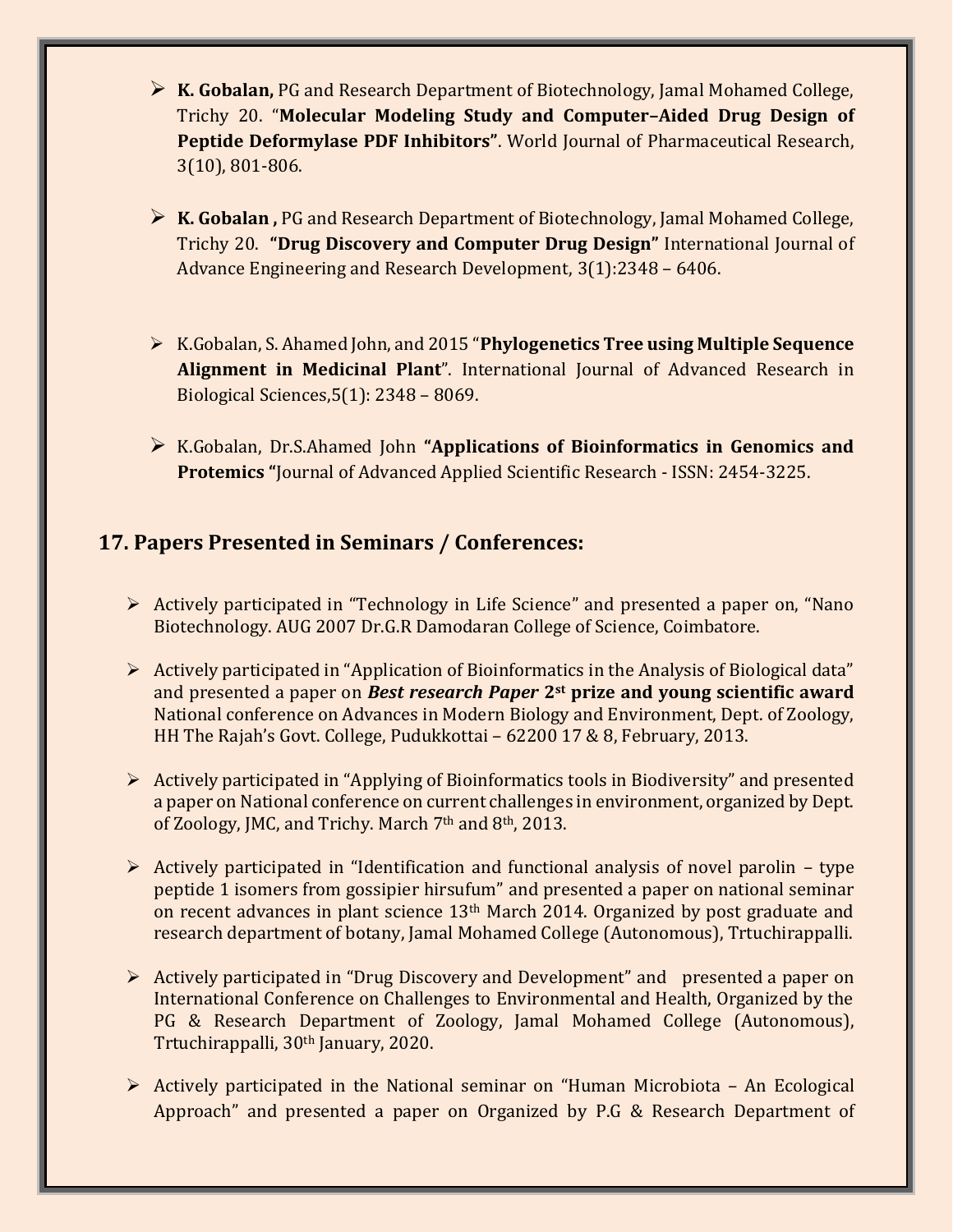- **K. Gobalan,** PG and Research Department of Biotechnology, Jamal Mohamed College, Trichy 20. "**Molecular Modeling Study and Computer–Aided Drug Design of Peptide Deformylase PDF Inhibitors"**. World Journal of Pharmaceutical Research, 3(10), 801-806.

- **K. Gobalan ,** PG and Research Department of Biotechnology, Jamal Mohamed College, Trichy 20. **"Drug Discovery and Computer Drug Design"** International Journal of Advance Engineering and Research Development, 3(1):2348 – 6406.

- K.Gobalan, S. Ahamed John, and 2015 "**Phylogenetics Tree using Multiple Sequence Alignment in Medicinal Plant**". International Journal of Advanced Research in Biological Sciences,5(1): 2348 – 8069.

- K.Gobalan, Dr.S.Ahamed John **"Applications of Bioinformatics in Genomics and Protemics "**Journal of Advanced Applied Scientific Research - ISSN: 2454-3225.

## 17. Papers Presented in Seminars / Conferences:

- Actively participated in "Technology in Life Science" and presented a paper on, "Nano Biotechnology. AUG 2007 Dr.G.R Damodaran College of Science, Coimbatore.

- Actively participated in "Application of Bioinformatics in the Analysis of Biological data" and presented a paper on ***Best research Paper* 2st prize and young scientific award** National conference on Advances in Modern Biology and Environment, Dept. of Zoology, HH The Rajah's Govt. College, Pudukkottai – 62200 17 & 8, February, 2013.

- Actively participated in "Applying of Bioinformatics tools in Biodiversity" and presented a paper on National conference on current challenges in environment, organized by Dept. of Zoology, JMC, and Trichy. March 7th and 8th, 2013.

- Actively participated in "Identification and functional analysis of novel parolin – type peptide 1 isomers from gossipier hirsufum" and presented a paper on national seminar on recent advances in plant science 13th March 2014. Organized by post graduate and research department of botany, Jamal Mohamed College (Autonomous), Trtuchirappalli.

- Actively participated in "Drug Discovery and Development" and presented a paper on International Conference on Challenges to Environmental and Health, Organized by the PG & Research Department of Zoology, Jamal Mohamed College (Autonomous), Trtuchirappalli, 30th January, 2020.

- Actively participated in the National seminar on "Human Microbiota – An Ecological Approach" and presented a paper on Organized by P.G & Research Department of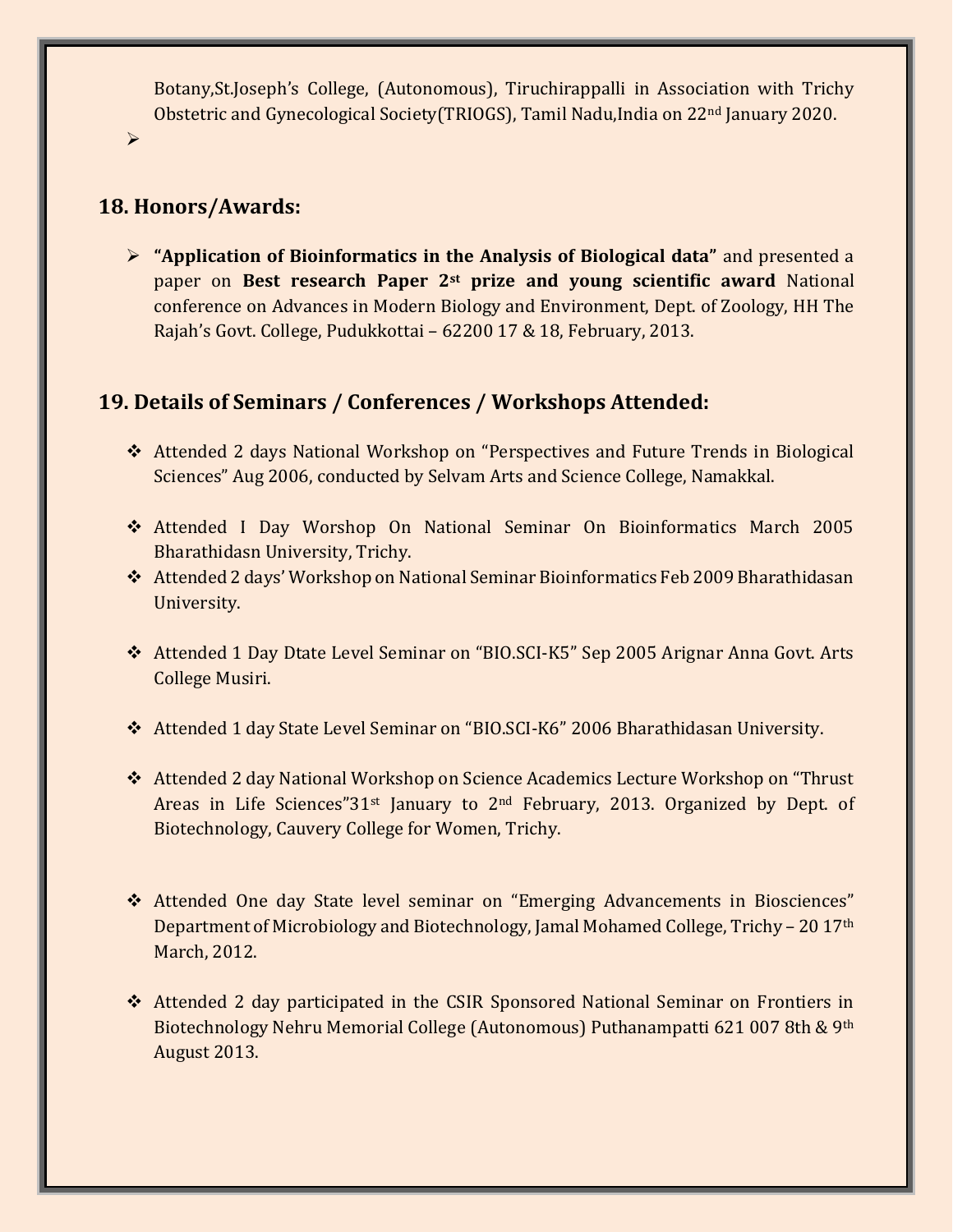Botany,St.Joseph's College, (Autonomous), Tiruchirappalli in Association with Trichy Obstetric and Gynecological Society(TRIOGS), Tamil Nadu,India on 22nd January 2020.

- 

## 18. Honors/Awards:

- **"Application of Bioinformatics in the Analysis of Biological data"** and presented a paper on **Best research Paper 2st prize and young scientific award** National conference on Advances in Modern Biology and Environment, Dept. of Zoology, HH The Rajah's Govt. College, Pudukkottai – 62200 17 & 18, February, 2013.

## 19. Details of Seminars / Conferences / Workshops Attended:

- Attended 2 days National Workshop on "Perspectives and Future Trends in Biological Sciences" Aug 2006, conducted by Selvam Arts and Science College, Namakkal.

- Attended I Day Worshop On National Seminar On Bioinformatics March 2005 Bharathidasn University, Trichy.
- Attended 2 days' Workshop on National Seminar Bioinformatics Feb 2009 Bharathidasan University.

- Attended 1 Day Dtate Level Seminar on "BIO.SCI-K5" Sep 2005 Arignar Anna Govt. Arts College Musiri.

- Attended 1 day State Level Seminar on "BIO.SCI-K6" 2006 Bharathidasan University.

- Attended 2 day National Workshop on Science Academics Lecture Workshop on "Thrust Areas in Life Sciences"31st January to 2nd February, 2013. Organized by Dept. of Biotechnology, Cauvery College for Women, Trichy.

- Attended One day State level seminar on "Emerging Advancements in Biosciences" Department of Microbiology and Biotechnology, Jamal Mohamed College, Trichy – 20 17th March, 2012.

- Attended 2 day participated in the CSIR Sponsored National Seminar on Frontiers in Biotechnology Nehru Memorial College (Autonomous) Puthanampatti 621 007 8th & 9th August 2013.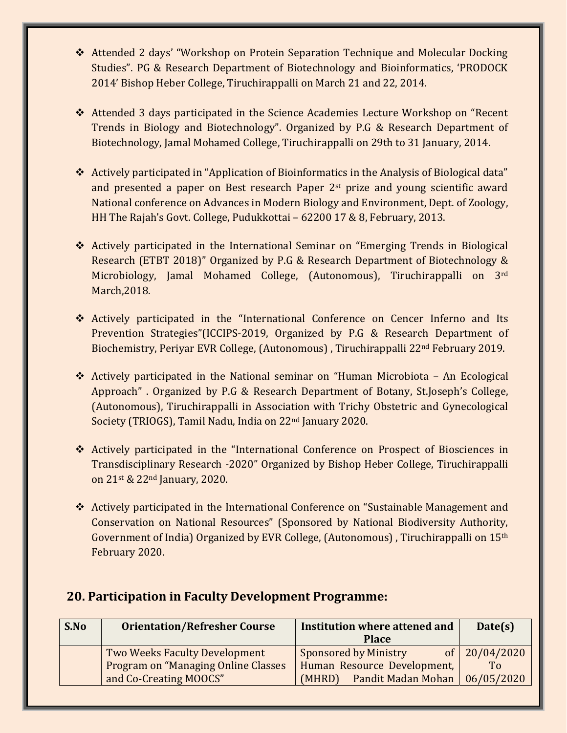- Attended 2 days' "Workshop on Protein Separation Technique and Molecular Docking Studies". PG & Research Department of Biotechnology and Bioinformatics, 'PRODOCK 2014' Bishop Heber College, Tiruchirappalli on March 21 and 22, 2014.

- Attended 3 days participated in the Science Academies Lecture Workshop on "Recent Trends in Biology and Biotechnology". Organized by P.G & Research Department of Biotechnology, Jamal Mohamed College, Tiruchirappalli on 29th to 31 January, 2014.

- Actively participated in "Application of Bioinformatics in the Analysis of Biological data" and presented a paper on Best research Paper 2nd prize and young scientific award National conference on Advances in Modern Biology and Environment, Dept. of Zoology, HH The Rajah's Govt. College, Pudukkottai – 62200 17 & 8, February, 2013.

- Actively participated in the International Seminar on "Emerging Trends in Biological Research (ETBT 2018)" Organized by P.G & Research Department of Biotechnology & Microbiology, Jamal Mohamed College, (Autonomous), Tiruchirappalli on 3rd March,2018.

- Actively participated in the "International Conference on Cencer Inferno and Its Prevention Strategies"(ICCIPS-2019, Organized by P.G & Research Department of Biochemistry, Periyar EVR College, (Autonomous) , Tiruchirappalli 22nd February 2019.

- Actively participated in the National seminar on "Human Microbiota – An Ecological Approach" . Organized by P.G & Research Department of Botany, St.Joseph's College, (Autonomous), Tiruchirappalli in Association with Trichy Obstetric and Gynecological Society (TRIOGS), Tamil Nadu, India on 22nd January 2020.

- Actively participated in the "International Conference on Prospect of Biosciences in Transdisciplinary Research -2020" Organized by Bishop Heber College, Tiruchirappalli on 21st & 22nd January, 2020.

- Actively participated in the International Conference on "Sustainable Management and Conservation on National Resources" (Sponsored by National Biodiversity Authority, Government of India) Organized by EVR College, (Autonomous) , Tiruchirappalli on 15th February 2020.

## 20. Participation in Faculty Development Programme:

| S.No | Orientation/Refresher Course | Institution where attened and Place | Date(s) |
|---|---|---|---|
| | Two Weeks Faculty Development Program on "Managing Online Classes and Co-Creating MOOCS" | Sponsored by Ministry of Human Resource Development, (MHRD) Pandit Madan Mohan | 20/04/2020 To 06/05/2020 |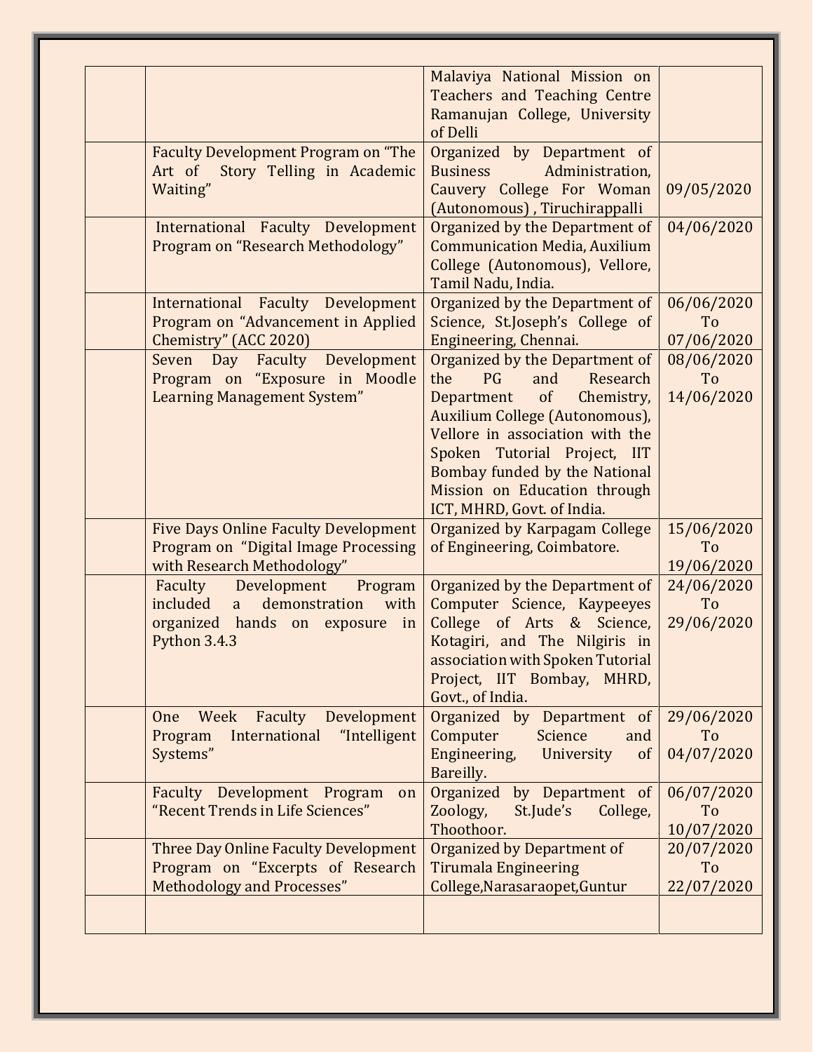| | | | |
|---|---|---|---|
| | | Malaviya National Mission on Teachers and Teaching Centre Ramanujan College, University of Delli | |
| | Faculty Development Program on “The Art of Story Telling in Academic Waiting” | Organized by Department of Business Administration, Cauvery College For Woman (Autonomous) , Tiruchirappalli | 09/05/2020 |
| | International Faculty Development Program on “Research Methodology” | Organized by the Department of Communication Media, Auxilium College (Autonomous), Vellore, Tamil Nadu, India. | 04/06/2020 |
| | International Faculty Development Program on “Advancement in Applied Chemistry” (ACC 2020) | Organized by the Department of Science, St.Joseph’s College of Engineering, Chennai. | 06/06/2020 To 07/06/2020 |
| | Seven Day Faculty Development Program on “Exposure in Moodle Learning Management System” | Organized by the Department of the PG and Research Department of Chemistry, Auxilium College (Autonomous), Vellore in association with the Spoken Tutorial Project, IIT Bombay funded by the National Mission on Education through ICT, MHRD, Govt. of India. | 08/06/2020 To 14/06/2020 |
| | Five Days Online Faculty Development Program on “Digital Image Processing with Research Methodology” | Organized by Karpagam College of Engineering, Coimbatore. | 15/06/2020 To 19/06/2020 |
| | Faculty Development Program included a demonstration with organized hands on exposure in Python 3.4.3 | Organized by the Department of Computer Science, Kaypeeyes College of Arts & Science, Kotagiri, and The Nilgiris in association with Spoken Tutorial Project, IIT Bombay, MHRD, Govt., of India. | 24/06/2020 To 29/06/2020 |
| | One Week Faculty Development Program International “Intelligent Systems” | Organized by Department of Computer Science and Engineering, University of Bareilly. | 29/06/2020 To 04/07/2020 |
| | Faculty Development Program on “Recent Trends in Life Sciences” | Organized by Department of Zoology, St.Jude’s College, Thoothoor. | 06/07/2020 To 10/07/2020 |
| | Three Day Online Faculty Development Program on “Excerpts of Research Methodology and Processes” | Organized by Department of Tirumala Engineering College,Narasaraopet,Guntur | 20/07/2020 To 22/07/2020 |
| | | | |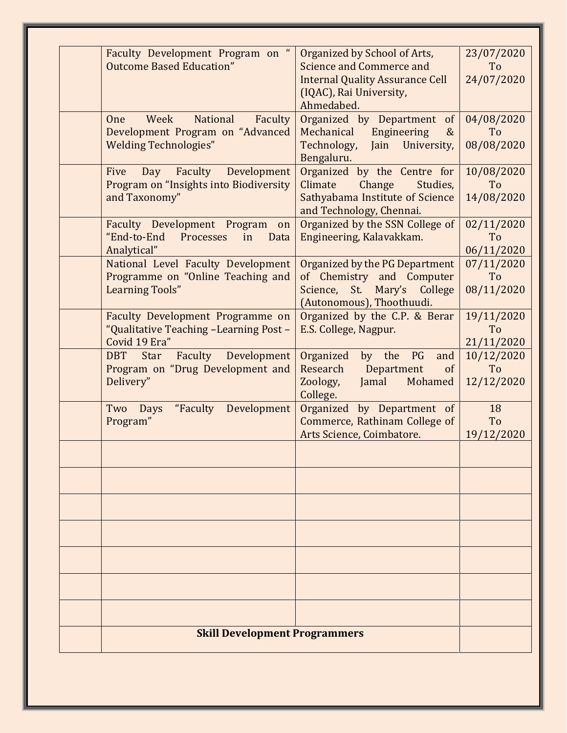| | | | |
|---|---|---|---|
| | Faculty Development Program on " Outcome Based Education" | Organized by School of Arts, Science and Commerce and Internal Quality Assurance Cell (IQAC), Rai University, Ahmedabed. | 23/07/2020 To 24/07/2020 |
| | One Week National Faculty Development Program on "Advanced Welding Technologies" | Organized by Department of Mechanical Engineering & Technology, Jain University, Bengaluru. | 04/08/2020 To 08/08/2020 |
| | Five Day Faculty Development Program on "Insights into Biodiversity and Taxonomy" | Organized by the Centre for Climate Change Studies, Sathyabama Institute of Science and Technology, Chennai. | 10/08/2020 To 14/08/2020 |
| | Faculty Development Program on "End-to-End Processes in Data Analytical" | Organized by the SSN College of Engineering, Kalavakkam. | 02/11/2020 To 06/11/2020 |
| | National Level Faculty Development Programme on "Online Teaching and Learning Tools" | Organized by the PG Department of Chemistry and Computer Science, St. Mary's College (Autonomous), Thoothuudi. | 07/11/2020 To 08/11/2020 |
| | Faculty Development Programme on "Qualitative Teaching –Learning Post – Covid 19 Era" | Organized by the C.P. & Berar E.S. College, Nagpur. | 19/11/2020 To 21/11/2020 |
| | DBT Star Faculty Development Program on "Drug Development and Delivery" | Organized by the PG and Research Department of Zoology, Jamal Mohamed College. | 10/12/2020 To 12/12/2020 |
| | Two Days "Faculty Development Program" | Organized by Department of Commerce, Rathinam College of Arts Science, Coimbatore. | 18 To 19/12/2020 |
| | | | |
| | | | |
| | | | |
| | | | |
| | | | |
| | | | |
| | | | |
| | **Skill Development Programmers** | | |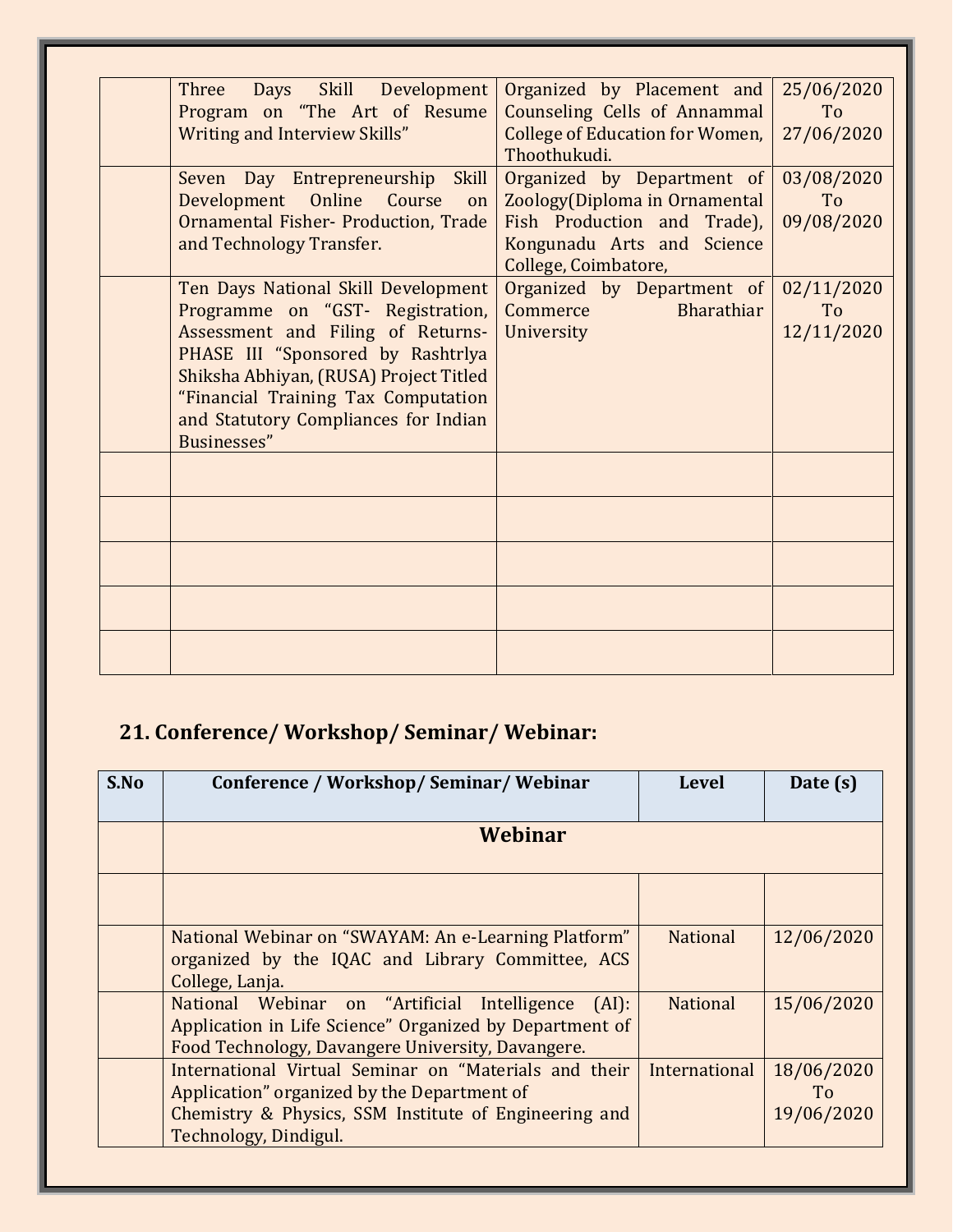| | | | |
|---|---|---|---|
| | Three Days Skill Development Program on "The Art of Resume Writing and Interview Skills" | Organized by Placement and Counseling Cells of Annammal College of Education for Women, Thoothukudi. | 25/06/2020 To 27/06/2020 |
| | Seven Day Entrepreneurship Skill Development Online Course on Ornamental Fisher- Production, Trade and Technology Transfer. | Organized by Department of Zoology(Diploma in Ornamental Fish Production and Trade), Kongunadu Arts and Science College, Coimbatore, | 03/08/2020 To 09/08/2020 |
| | Ten Days National Skill Development Programme on "GST- Registration, Assessment and Filing of Returns- PHASE III "Sponsored by Rashtrlya Shiksha Abhiyan, (RUSA) Project Titled "Financial Training Tax Computation and Statutory Compliances for Indian Businesses" | Organized by Department of Commerce Bharathiar University | 02/11/2020 To 12/11/2020 |
| | | | |
| | | | |
| | | | |
| | | | |
| | | | |

## 21. Conference/ Workshop/ Seminar/ Webinar:

| S.No | Conference / Workshop/ Seminar/ Webinar | Level | Date (s) |
|---|---|---|---|
| | **Webinar** | | |
| | | | |
| | National Webinar on "SWAYAM: An e-Learning Platform" organized by the IQAC and Library Committee, ACS College, Lanja. | National | 12/06/2020 |
| | National Webinar on "Artificial Intelligence (AI): Application in Life Science" Organized by Department of Food Technology, Davangere University, Davangere. | National | 15/06/2020 |
| | International Virtual Seminar on "Materials and their Application" organized by the Department of Chemistry & Physics, SSM Institute of Engineering and Technology, Dindigul. | International | 18/06/2020 To 19/06/2020 |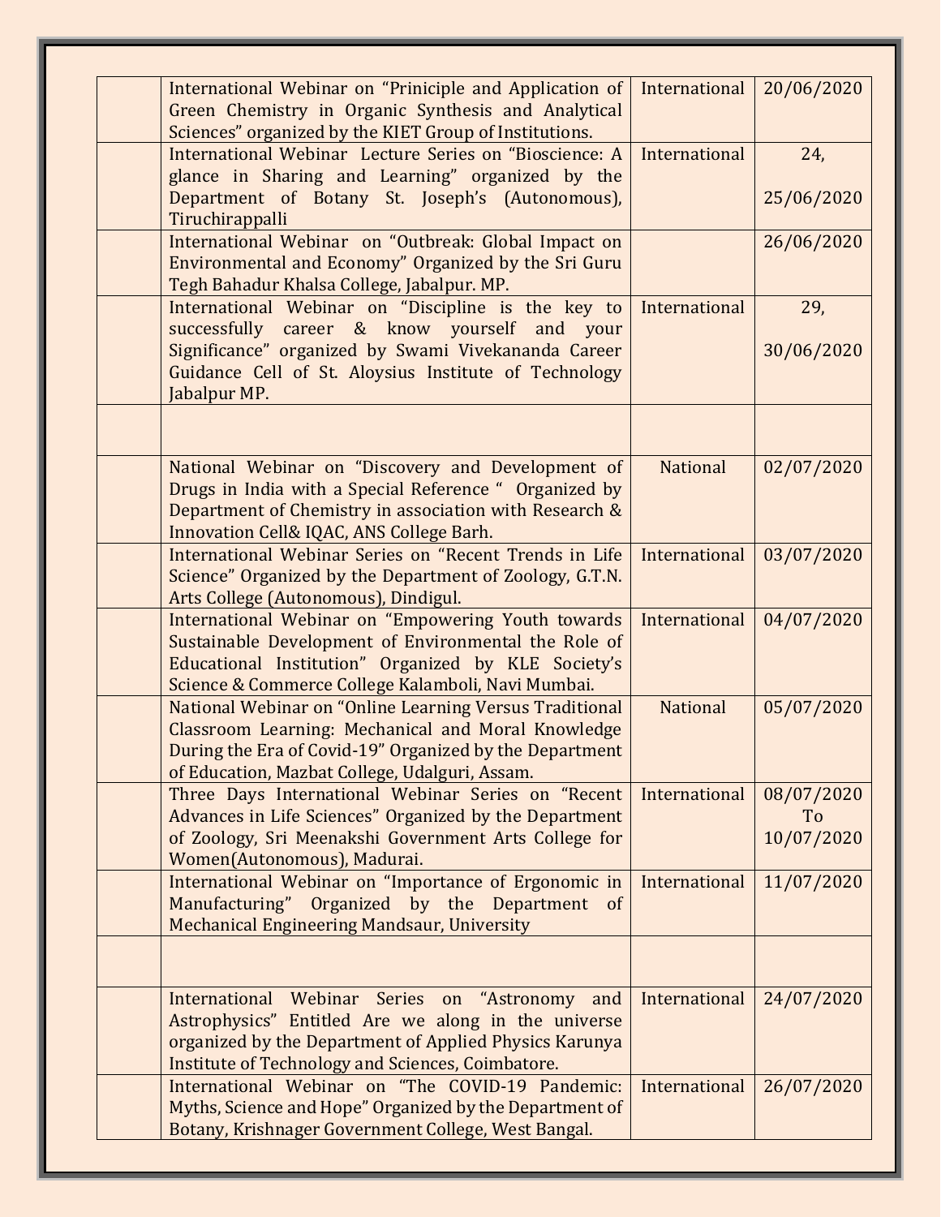|  |  |  |  |
|---|---|---|---|
|  | International Webinar on "Priniciple and Application of Green Chemistry in Organic Synthesis and Analytical Sciences" organized by the KIET Group of Institutions. | International | 20/06/2020 |
|  | International Webinar Lecture Series on "Bioscience: A glance in Sharing and Learning" organized by the Department of Botany St. Joseph's (Autonomous), Tiruchirappalli | International | 24, 25/06/2020 |
|  | International Webinar on "Outbreak: Global Impact on Environmental and Economy" Organized by the Sri Guru Tegh Bahadur Khalsa College, Jabalpur. MP. |  | 26/06/2020 |
|  | International Webinar on "Discipline is the key to successfully career & know yourself and your Significance" organized by Swami Vivekananda Career Guidance Cell of St. Aloysius Institute of Technology Jabalpur MP. | International | 29, 30/06/2020 |
|  |  |  |  |
|  | National Webinar on "Discovery and Development of Drugs in India with a Special Reference " Organized by Department of Chemistry in association with Research & Innovation Cell& IQAC, ANS College Barh. | National | 02/07/2020 |
|  | International Webinar Series on "Recent Trends in Life Science" Organized by the Department of Zoology, G.T.N. Arts College (Autonomous), Dindigul. | International | 03/07/2020 |
|  | International Webinar on "Empowering Youth towards Sustainable Development of Environmental the Role of Educational Institution" Organized by KLE Society's Science & Commerce College Kalamboli, Navi Mumbai. | International | 04/07/2020 |
|  | National Webinar on "Online Learning Versus Traditional Classroom Learning: Mechanical and Moral Knowledge During the Era of Covid-19" Organized by the Department of Education, Mazbat College, Udalguri, Assam. | National | 05/07/2020 |
|  | Three Days International Webinar Series on "Recent Advances in Life Sciences" Organized by the Department of Zoology, Sri Meenakshi Government Arts College for Women(Autonomous), Madurai. | International | 08/07/2020 To 10/07/2020 |
|  | International Webinar on "Importance of Ergonomic in Manufacturing" Organized by the Department of Mechanical Engineering Mandsaur, University | International | 11/07/2020 |
|  |  |  |  |
|  | International Webinar Series on "Astronomy and Astrophysics" Entitled Are we along in the universe organized by the Department of Applied Physics Karunya Institute of Technology and Sciences, Coimbatore. | International | 24/07/2020 |
|  | International Webinar on "The COVID-19 Pandemic: Myths, Science and Hope" Organized by the Department of Botany, Krishnager Government College, West Bangal. | International | 26/07/2020 |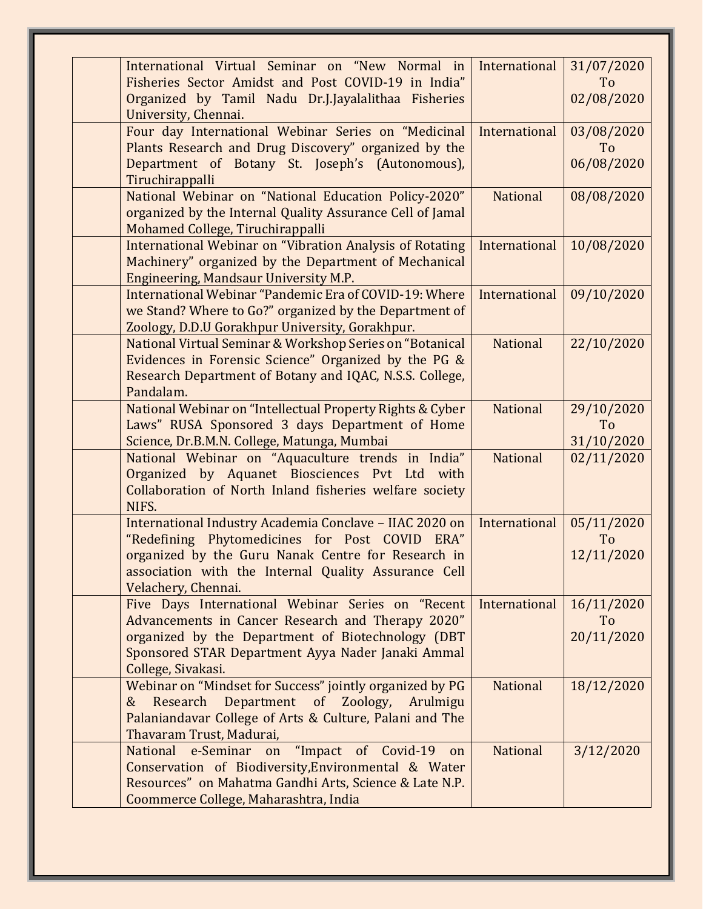|  |  |  |  |
|---|---|---|---|
|  | International Virtual Seminar on "New Normal in Fisheries Sector Amidst and Post COVID-19 in India" Organized by Tamil Nadu Dr.J.Jayalalithaa Fisheries University, Chennai. | International | 31/07/2020 To 02/08/2020 |
|  | Four day International Webinar Series on "Medicinal Plants Research and Drug Discovery" organized by the Department of Botany St. Joseph's (Autonomous), Tiruchirappalli | International | 03/08/2020 To 06/08/2020 |
|  | National Webinar on "National Education Policy-2020" organized by the Internal Quality Assurance Cell of Jamal Mohamed College, Tiruchirappalli | National | 08/08/2020 |
|  | International Webinar on "Vibration Analysis of Rotating Machinery" organized by the Department of Mechanical Engineering, Mandsaur University M.P. | International | 10/08/2020 |
|  | International Webinar "Pandemic Era of COVID-19: Where we Stand? Where to Go?" organized by the Department of Zoology, D.D.U Gorakhpur University, Gorakhpur. | International | 09/10/2020 |
|  | National Virtual Seminar & Workshop Series on "Botanical Evidences in Forensic Science" Organized by the PG & Research Department of Botany and IQAC, N.S.S. College, Pandalam. | National | 22/10/2020 |
|  | National Webinar on "Intellectual Property Rights & Cyber Laws" RUSA Sponsored 3 days Department of Home Science, Dr.B.M.N. College, Matunga, Mumbai | National | 29/10/2020 To 31/10/2020 |
|  | National Webinar on "Aquaculture trends in India" Organized by Aquanet Biosciences Pvt Ltd with Collaboration of North Inland fisheries welfare society NIFS. | National | 02/11/2020 |
|  | International Industry Academia Conclave – IIAC 2020 on "Redefining Phytomedicines for Post COVID ERA" organized by the Guru Nanak Centre for Research in association with the Internal Quality Assurance Cell Velachery, Chennai. | International | 05/11/2020 To 12/11/2020 |
|  | Five Days International Webinar Series on "Recent Advancements in Cancer Research and Therapy 2020" organized by the Department of Biotechnology (DBT Sponsored STAR Department Ayya Nader Janaki Ammal College, Sivakasi. | International | 16/11/2020 To 20/11/2020 |
|  | Webinar on "Mindset for Success" jointly organized by PG & Research Department of Zoology, Arulmigu Palaniandavar College of Arts & Culture, Palani and The Thavaram Trust, Madurai, | National | 18/12/2020 |
|  | National e-Seminar on "Impact of Covid-19 on Conservation of Biodiversity,Environmental & Water Resources" on Mahatma Gandhi Arts, Science & Late N.P. Coommerce College, Maharashtra, India | National | 3/12/2020 |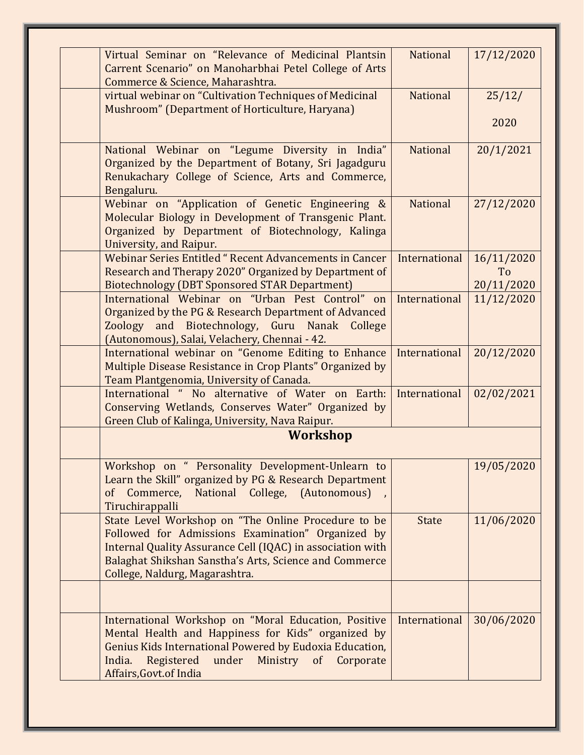| | | | |
|---|---|---|---|
| | Virtual Seminar on "Relevance of Medicinal Plantsin Carrent Scenario" on Manoharbhai Petel College of Arts Commerce & Science, Maharashtra. | National | 17/12/2020 |
| | virtual webinar on "Cultivation Techniques of Medicinal Mushroom" (Department of Horticulture, Haryana) | National | 25/12/ 2020 |
| | National Webinar on "Legume Diversity in India" Organized by the Department of Botany, Sri Jagadguru Renukachary College of Science, Arts and Commerce, Bengaluru. | National | 20/1/2021 |
| | Webinar on "Application of Genetic Engineering & Molecular Biology in Development of Transgenic Plant. Organized by Department of Biotechnology, Kalinga University, and Raipur. | National | 27/12/2020 |
| | Webinar Series Entitled " Recent Advancements in Cancer Research and Therapy 2020" Organized by Department of Biotechnology (DBT Sponsored STAR Department) | International | 16/11/2020 To 20/11/2020 |
| | International Webinar on "Urban Pest Control" on Organized by the PG & Research Department of Advanced Zoology and Biotechnology, Guru Nanak College (Autonomous), Salai, Velachery, Chennai - 42. | International | 11/12/2020 |
| | International webinar on "Genome Editing to Enhance Multiple Disease Resistance in Crop Plants" Organized by Team Plantgenomia, University of Canada. | International | 20/12/2020 |
| | International " No alternative of Water on Earth: Conserving Wetlands, Conserves Water" Organized by Green Club of Kalinga, University, Nava Raipur. | International | 02/02/2021 |
| | **Workshop** | | |
| | Workshop on " Personality Development-Unlearn to Learn the Skill" organized by PG & Research Department of Commerce, National College, (Autonomous) , Tiruchirappalli | | 19/05/2020 |
| | State Level Workshop on "The Online Procedure to be Followed for Admissions Examination" Organized by Internal Quality Assurance Cell (IQAC) in association with Balaghat Shikshan Sanstha's Arts, Science and Commerce College, Naldurg, Magarashtra. | State | 11/06/2020 |
| | | | |
| | International Workshop on "Moral Education, Positive Mental Health and Happiness for Kids" organized by Genius Kids International Powered by Eudoxia Education, India. Registered under Ministry of Corporate Affairs,Govt.of India | International | 30/06/2020 |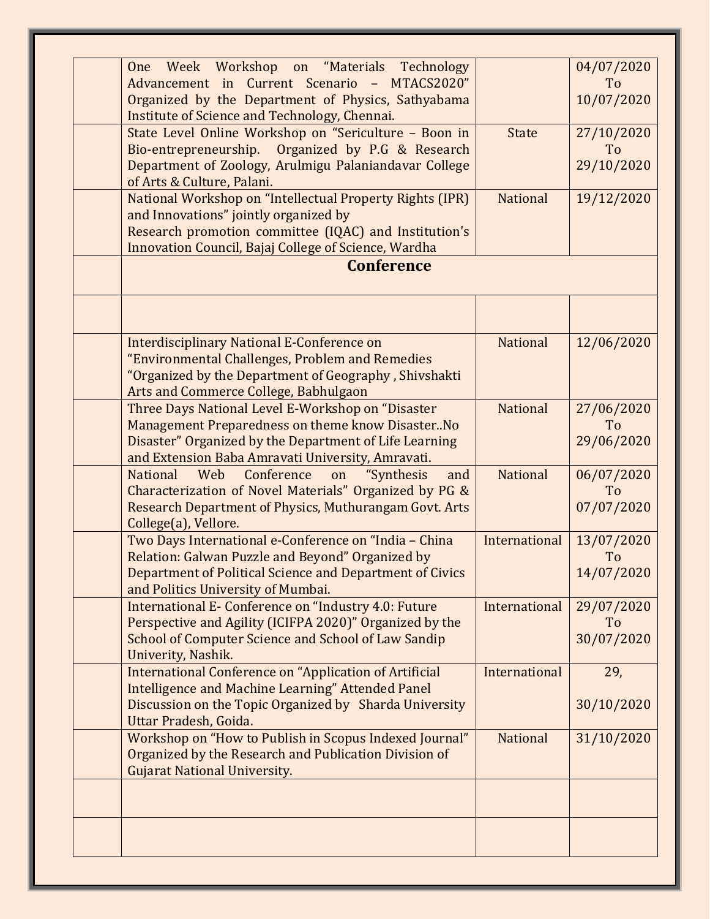| | | | |
|---|---|---|---|
| | One Week Workshop on "Materials Technology Advancement in Current Scenario – MTACS2020" Organized by the Department of Physics, Sathyabama Institute of Science and Technology, Chennai. | | 04/07/2020 To 10/07/2020 |
| | State Level Online Workshop on "Sericulture – Boon in Bio-entrepreneurship. Organized by P.G & Research Department of Zoology, Arulmigu Palaniandavar College of Arts & Culture, Palani. | State | 27/10/2020 To 29/10/2020 |
| | National Workshop on "Intellectual Property Rights (IPR) and Innovations" jointly organized by Research promotion committee (IQAC) and Institution's Innovation Council, Bajaj College of Science, Wardha | National | 19/12/2020 |
| | **Conference** | | |
| | | | |
| | Interdisciplinary National E-Conference on "Environmental Challenges, Problem and Remedies "Organized by the Department of Geography , Shivshakti Arts and Commerce College, Babhulgaon | National | 12/06/2020 |
| | Three Days National Level E-Workshop on "Disaster Management Preparedness on theme know Disaster..No Disaster" Organized by the Department of Life Learning and Extension Baba Amravati University, Amravati. | National | 27/06/2020 To 29/06/2020 |
| | National Web Conference on "Synthesis and Characterization of Novel Materials" Organized by PG & Research Department of Physics, Muthurangam Govt. Arts College(a), Vellore. | National | 06/07/2020 To 07/07/2020 |
| | Two Days International e-Conference on "India – China Relation: Galwan Puzzle and Beyond" Organized by Department of Political Science and Department of Civics and Politics University of Mumbai. | International | 13/07/2020 To 14/07/2020 |
| | International E- Conference on "Industry 4.0: Future Perspective and Agility (ICIFPA 2020)" Organized by the School of Computer Science and School of Law Sandip Univerity, Nashik. | International | 29/07/2020 To 30/07/2020 |
| | International Conference on "Application of Artificial Intelligence and Machine Learning" Attended Panel Discussion on the Topic Organized by Sharda University Uttar Pradesh, Goida. | International | 29, 30/10/2020 |
| | Workshop on "How to Publish in Scopus Indexed Journal" Organized by the Research and Publication Division of Gujarat National University. | National | 31/10/2020 |
| | | | |
| | | | |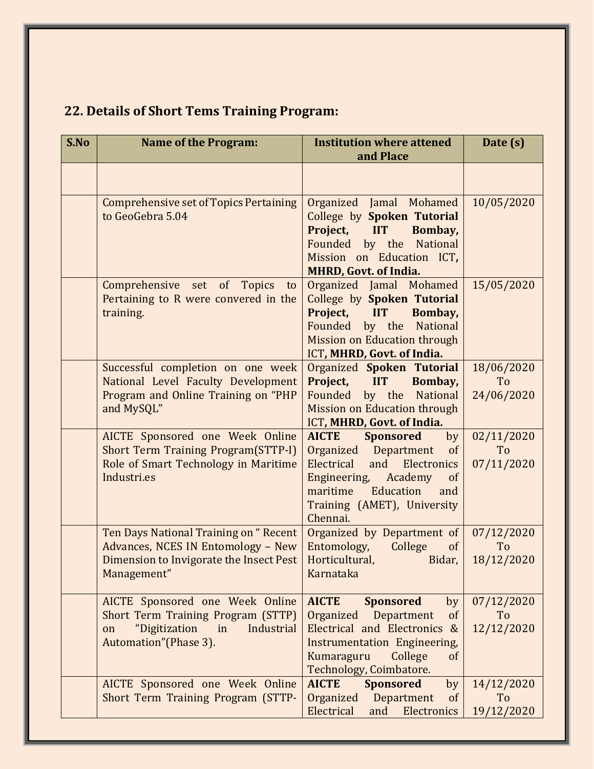## 22. Details of Short Tems Training Program:

| S.No | Name of the Program: | Institution where attened and Place | Date (s) |
|---|---|---|---|
| | | | |
| | Comprehensive set of Topics Pertaining to GeoGebra 5.04 | Organized Jamal Mohamed College by **Spoken Tutorial Project, IIT Bombay,** Founded by the National Mission on Education ICT, **MHRD, Govt. of India.** | 10/05/2020 |
| | Comprehensive set of Topics to Pertaining to R were convered in the training. | Organized Jamal Mohamed College by **Spoken Tutorial Project, IIT Bombay,** Founded by the National Mission on Education through ICT, **MHRD, Govt. of India.** | 15/05/2020 |
| | Successful completion on one week National Level Faculty Development Program and Online Training on "PHP and MySQL" | Organized **Spoken Tutorial Project, IIT Bombay,** Founded by the National Mission on Education through ICT, **MHRD, Govt. of India.** | 18/06/2020 To 24/06/2020 |
| | AICTE Sponsored one Week Online Short Term Training Program(STTP-I) Role of Smart Technology in Maritime Industri.es | **AICTE Sponsored** by Organized Department of Electrical and Electronics Engineering, Academy of maritime Education and Training (AMET), University Chennai. | 02/11/2020 To 07/11/2020 |
| | Ten Days National Training on " Recent Advances, NCES IN Entomology – New Dimension to Invigorate the Insect Pest Management" | Organized by Department of Entomology, College of Horticultural, Bidar, Karnataka | 07/12/2020 To 18/12/2020 |
| | AICTE Sponsored one Week Online Short Term Training Program (STTP) on "Digitization in Industrial Automation"(Phase 3). | **AICTE Sponsored** by Organized Department of Electrical and Electronics & Instrumentation Engineering, Kumaraguru College of Technology, Coimbatore. | 07/12/2020 To 12/12/2020 |
| | AICTE Sponsored one Week Online Short Term Training Program (STTP- | **AICTE Sponsored** by Organized Department of Electrical and Electronics | 14/12/2020 To 19/12/2020 |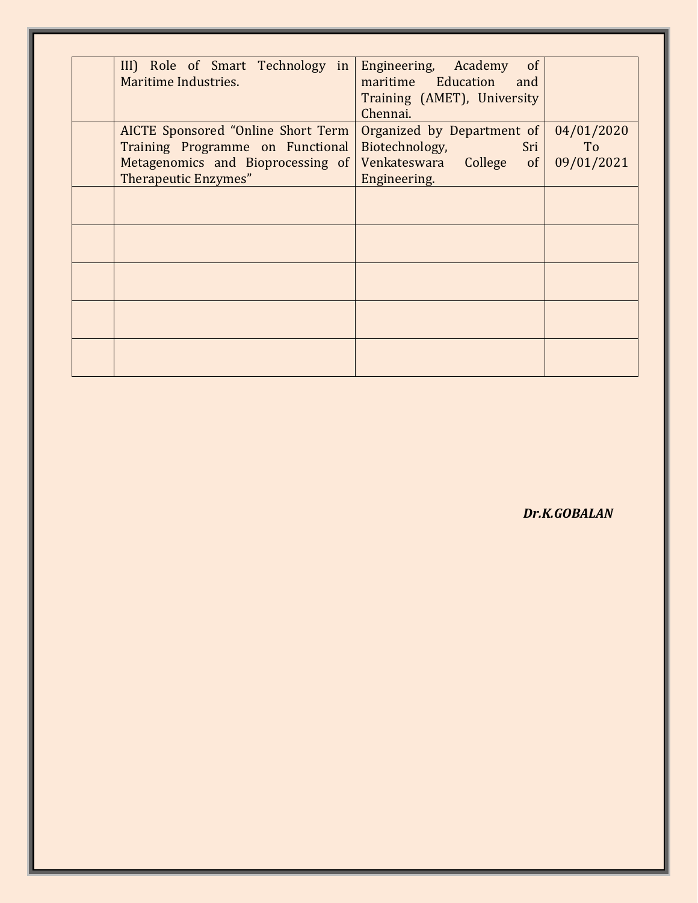| | | | |
|---|---|---|---|
| | III) Role of Smart Technology in Maritime Industries. | Engineering, Academy of maritime Education and Training (AMET), University Chennai. | |
| | AICTE Sponsored "Online Short Term Training Programme on Functional Metagenomics and Bioprocessing of Therapeutic Enzymes" | Organized by Department of Biotechnology, Sri Venkateswara College of Engineering. | 04/01/2020 To 09/01/2021 |
| | | | |
| | | | |
| | | | |
| | | | |
| | | | |

***Dr.K.GOBALAN***